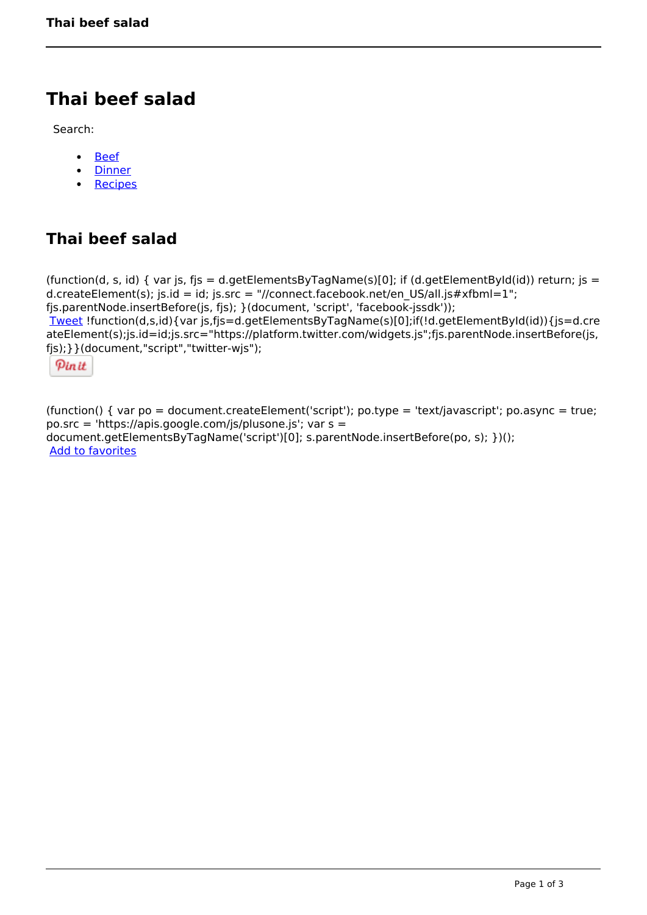# Thai beef salad

Search:

- Beef
- Dinner
- Recipes

## Thai beef salad

(function(d, s, id) { var js, fjs = d.getElementsByTagName(s)[0]; if (d.getElementById(id)) return; js = d.createElement(s); js.id = id; js.src = "//connect.facebook.net/en_US/all.js#xfbml=1"; fjs.parentNode.insertBefore(js, fjs); }(document, 'script', 'facebook-jssdk'));
Tweet !function(d,s,id){var js,fjs=d.getElementsByTagName(s)[0];if(!d.getElementById(id)){js=d.createElement(s);js.id=id;js.src="https://platform.twitter.com/widgets.js";fjs.parentNode.insertBefore(js,fjs);}}(document,"script","twitter-wjs");

Pin it

(function() { var po = document.createElement('script'); po.type = 'text/javascript'; po.async = true; po.src = 'https://apis.google.com/js/plusone.js'; var s = document.getElementsByTagName('script')[0]; s.parentNode.insertBefore(po, s); })();
Add to favorites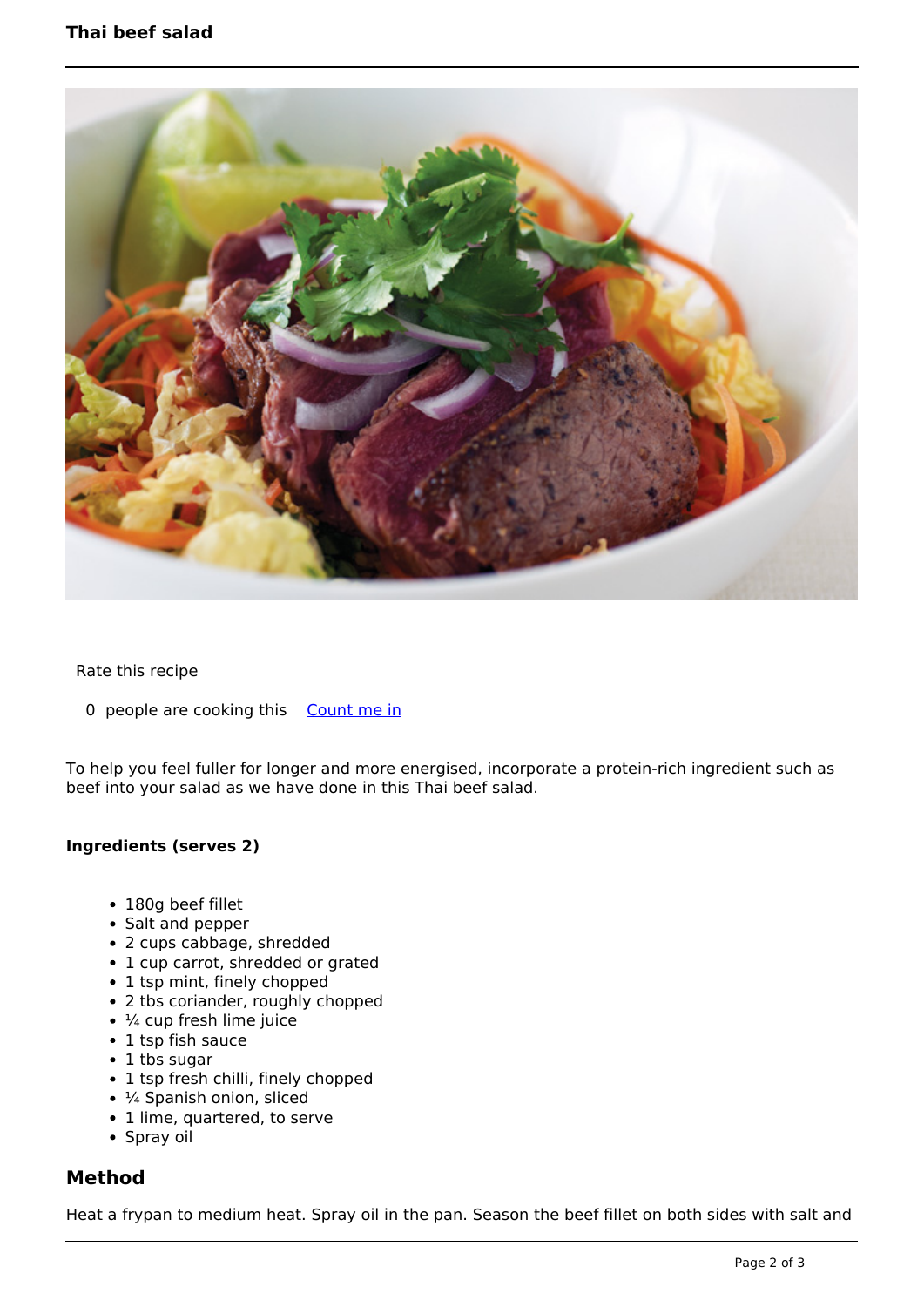Rate this recipe

0 people are cooking this Count me in

To help you feel fuller for longer and more energised, incorporate a protein-rich ingredient such as beef into your salad as we have done in this Thai beef salad.

**Ingredients (serves 2)**

- 180g beef fillet
- Salt and pepper
- 2 cups cabbage, shredded
- 1 cup carrot, shredded or grated
- 1 tsp mint, finely chopped
- 2 tbs coriander, roughly chopped
- ¼ cup fresh lime juice
- 1 tsp fish sauce
- 1 tbs sugar
- 1 tsp fresh chilli, finely chopped
- ¼ Spanish onion, sliced
- 1 lime, quartered, to serve
- Spray oil

## Method

Heat a frypan to medium heat. Spray oil in the pan. Season the beef fillet on both sides with salt and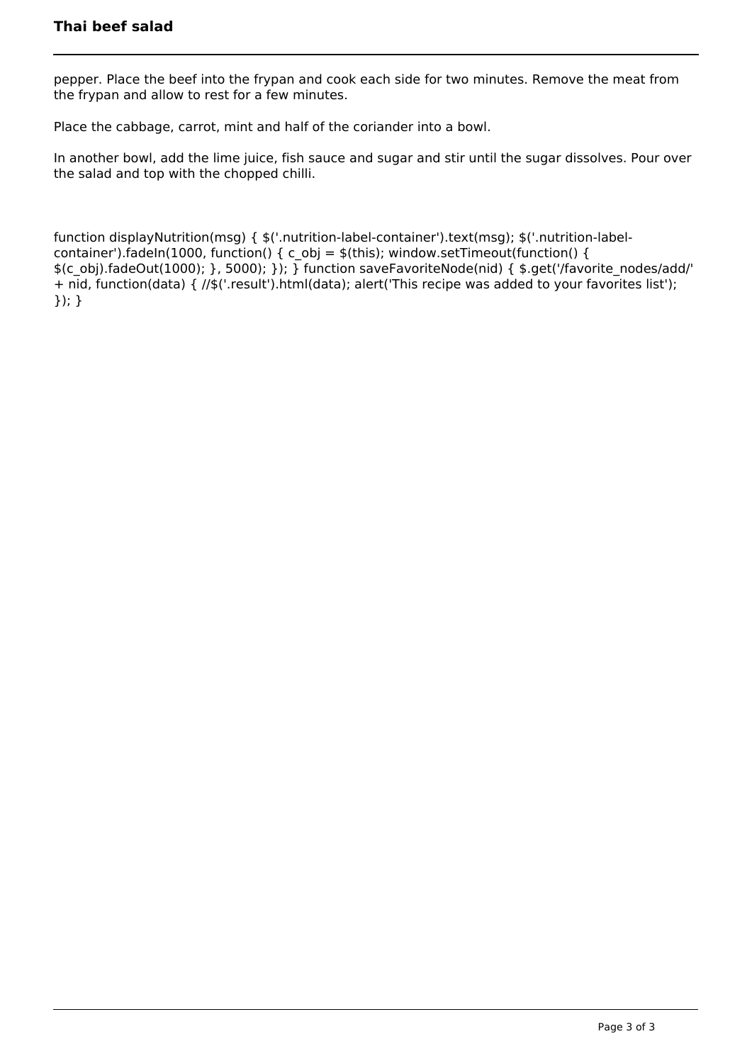pepper. Place the beef into the frypan and cook each side for two minutes. Remove the meat from the frypan and allow to rest for a few minutes.

Place the cabbage, carrot, mint and half of the coriander into a bowl.

In another bowl, add the lime juice, fish sauce and sugar and stir until the sugar dissolves. Pour over the salad and top with the chopped chilli.

```
function displayNutrition(msg) { $('.nutrition-label-container').text(msg); $('.nutrition-label-container').fadeIn(1000, function() { c_obj = $(this); window.setTimeout(function() { $(c_obj).fadeOut(1000); }, 5000); }); } function saveFavoriteNode(nid) { $.get('/favorite_nodes/add/' + nid, function(data) { //$('.result').html(data); alert('This recipe was added to your favorites list'); }); }
```